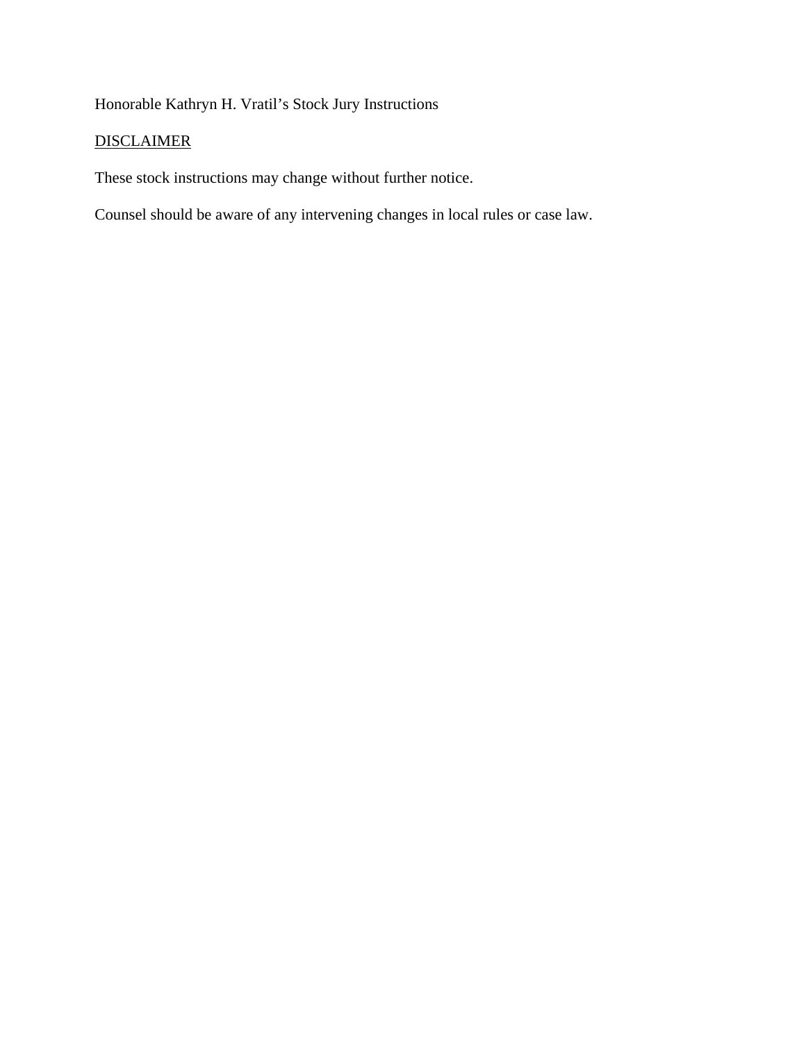Honorable Kathryn H. Vratil's Stock Jury Instructions

<u>DISCLAIMER</u>

These stock instructions may change without further notice.

Counsel should be aware of any intervening changes in local rules or case law.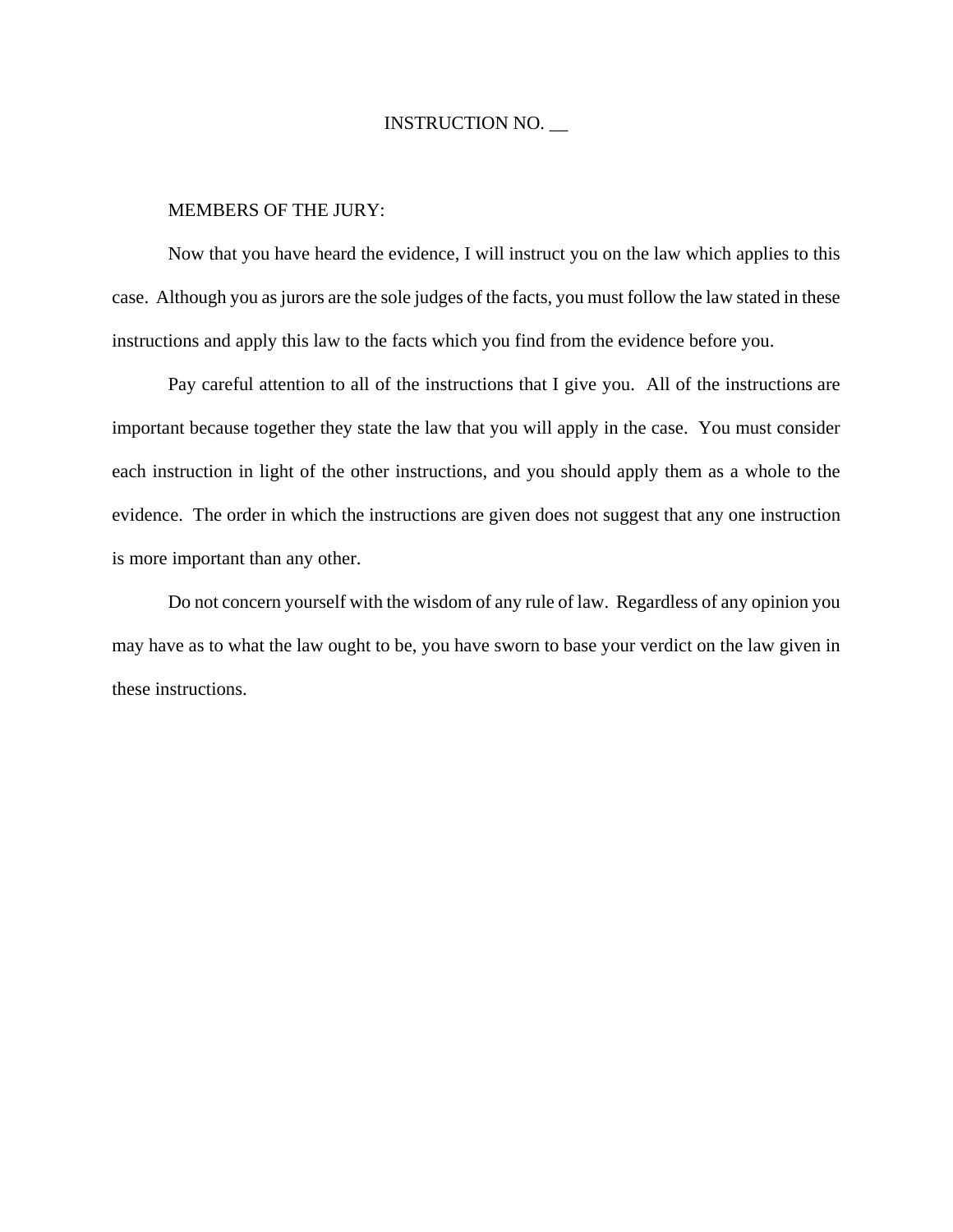INSTRUCTION NO. __

MEMBERS OF THE JURY:

Now that you have heard the evidence, I will instruct you on the law which applies to this case. Although you as jurors are the sole judges of the facts, you must follow the law stated in these instructions and apply this law to the facts which you find from the evidence before you.

Pay careful attention to all of the instructions that I give you. All of the instructions are important because together they state the law that you will apply in the case. You must consider each instruction in light of the other instructions, and you should apply them as a whole to the evidence. The order in which the instructions are given does not suggest that any one instruction is more important than any other.

Do not concern yourself with the wisdom of any rule of law. Regardless of any opinion you may have as to what the law ought to be, you have sworn to base your verdict on the law given in these instructions.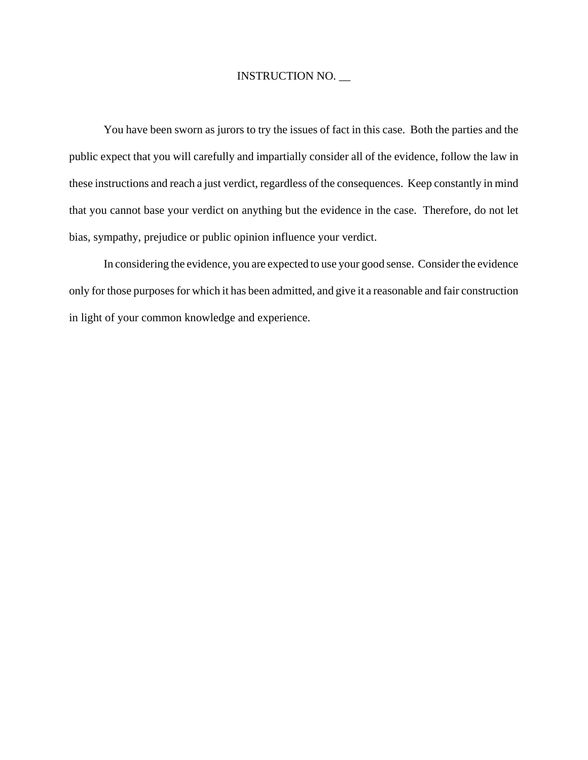INSTRUCTION NO. __

You have been sworn as jurors to try the issues of fact in this case. Both the parties and the public expect that you will carefully and impartially consider all of the evidence, follow the law in these instructions and reach a just verdict, regardless of the consequences. Keep constantly in mind that you cannot base your verdict on anything but the evidence in the case. Therefore, do not let bias, sympathy, prejudice or public opinion influence your verdict.

In considering the evidence, you are expected to use your good sense. Consider the evidence only for those purposes for which it has been admitted, and give it a reasonable and fair construction in light of your common knowledge and experience.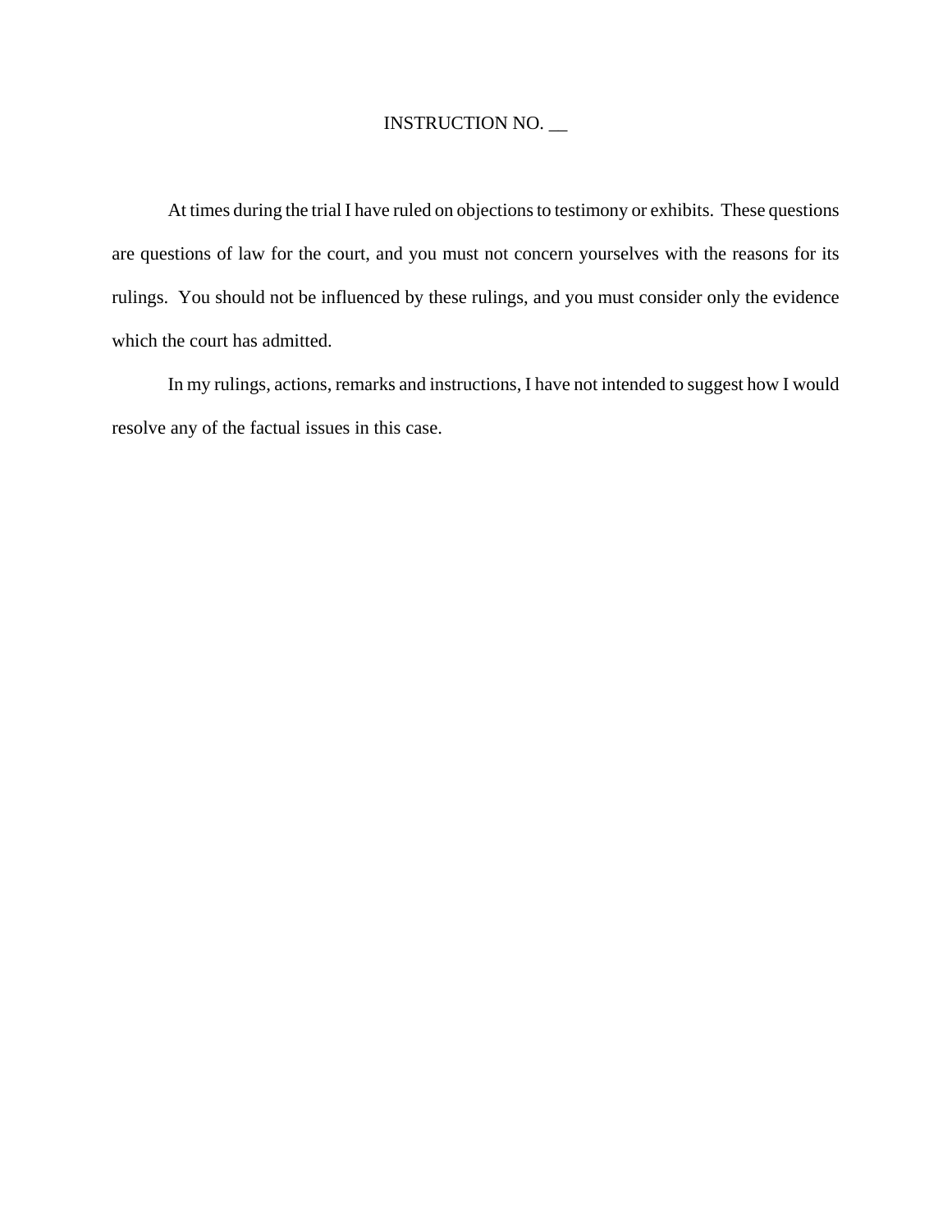INSTRUCTION NO. __

At times during the trial I have ruled on objections to testimony or exhibits. These questions are questions of law for the court, and you must not concern yourselves with the reasons for its rulings. You should not be influenced by these rulings, and you must consider only the evidence which the court has admitted.

In my rulings, actions, remarks and instructions, I have not intended to suggest how I would resolve any of the factual issues in this case.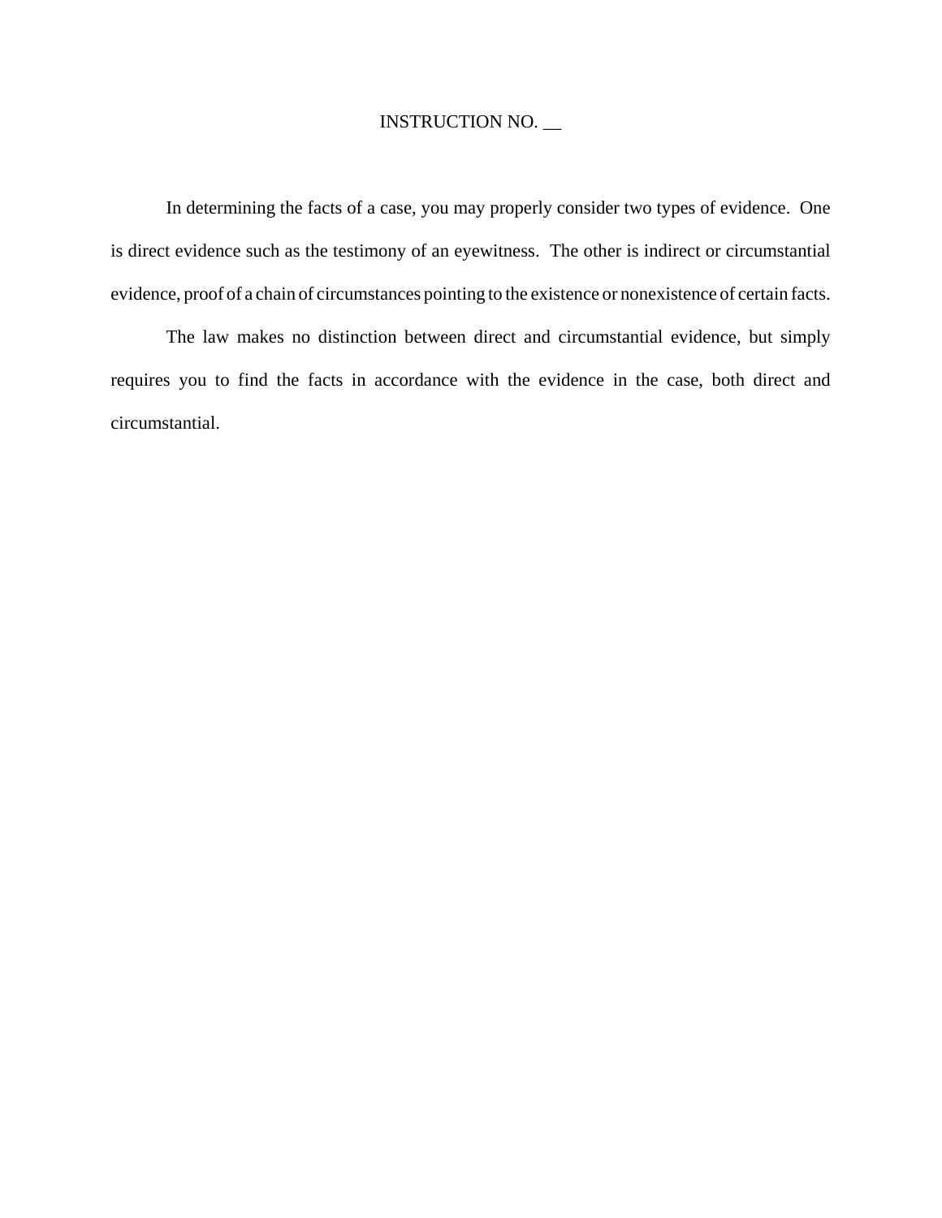INSTRUCTION NO. __

In determining the facts of a case, you may properly consider two types of evidence. One is direct evidence such as the testimony of an eyewitness. The other is indirect or circumstantial evidence, proof of a chain of circumstances pointing to the existence or nonexistence of certain facts.

The law makes no distinction between direct and circumstantial evidence, but simply requires you to find the facts in accordance with the evidence in the case, both direct and circumstantial.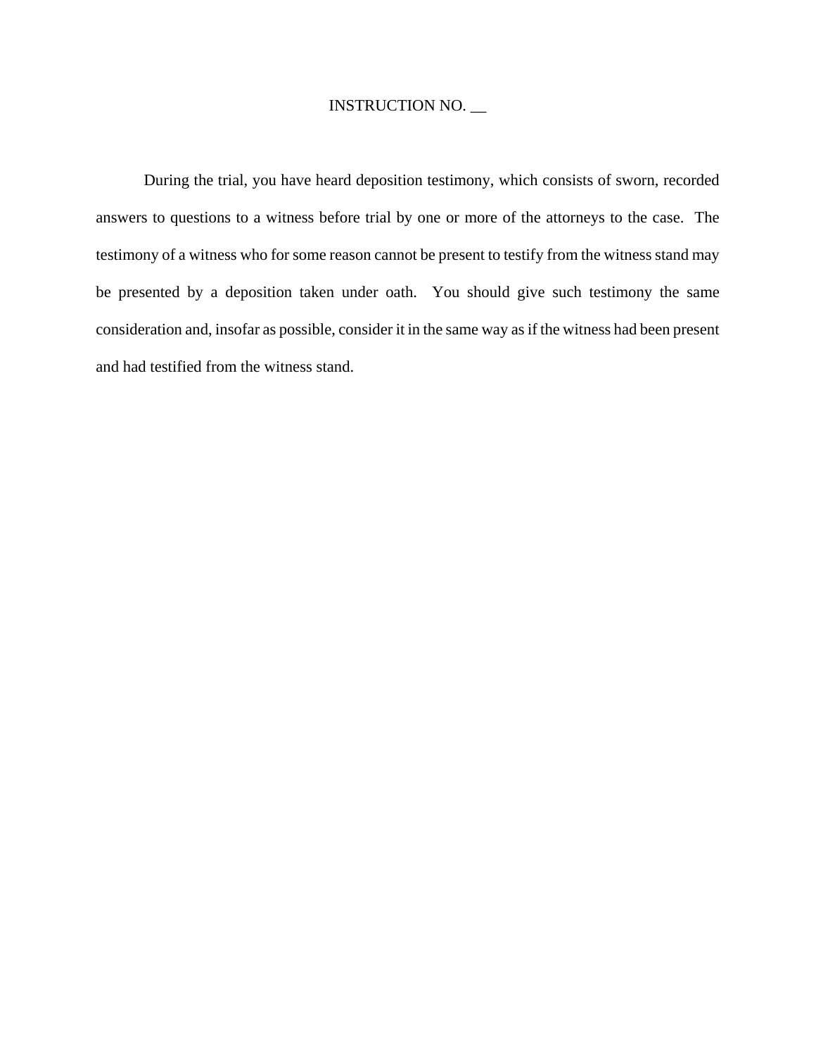INSTRUCTION NO. __

During the trial, you have heard deposition testimony, which consists of sworn, recorded answers to questions to a witness before trial by one or more of the attorneys to the case. The testimony of a witness who for some reason cannot be present to testify from the witness stand may be presented by a deposition taken under oath. You should give such testimony the same consideration and, insofar as possible, consider it in the same way as if the witness had been present and had testified from the witness stand.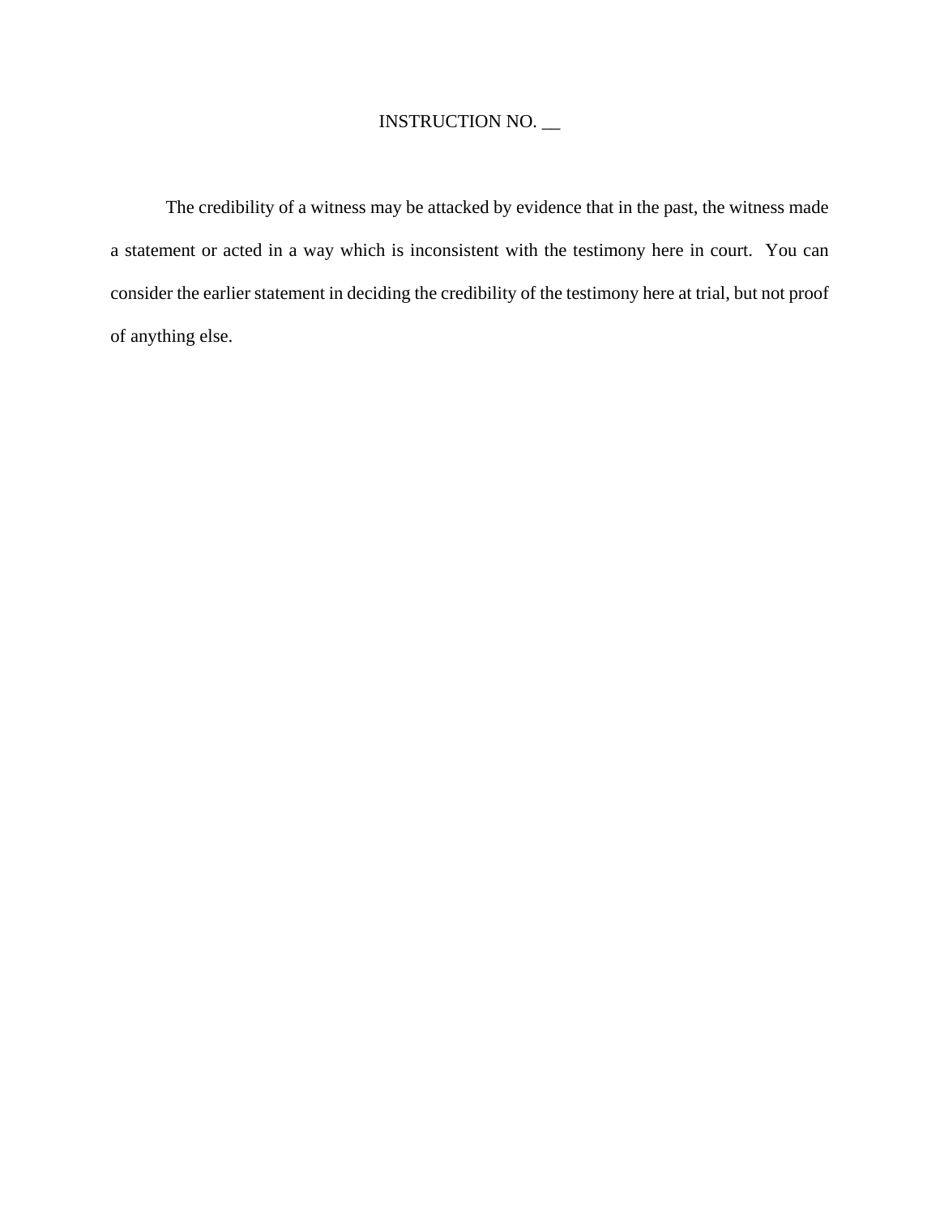INSTRUCTION NO. __

The credibility of a witness may be attacked by evidence that in the past, the witness made a statement or acted in a way which is inconsistent with the testimony here in court. You can consider the earlier statement in deciding the credibility of the testimony here at trial, but not proof of anything else.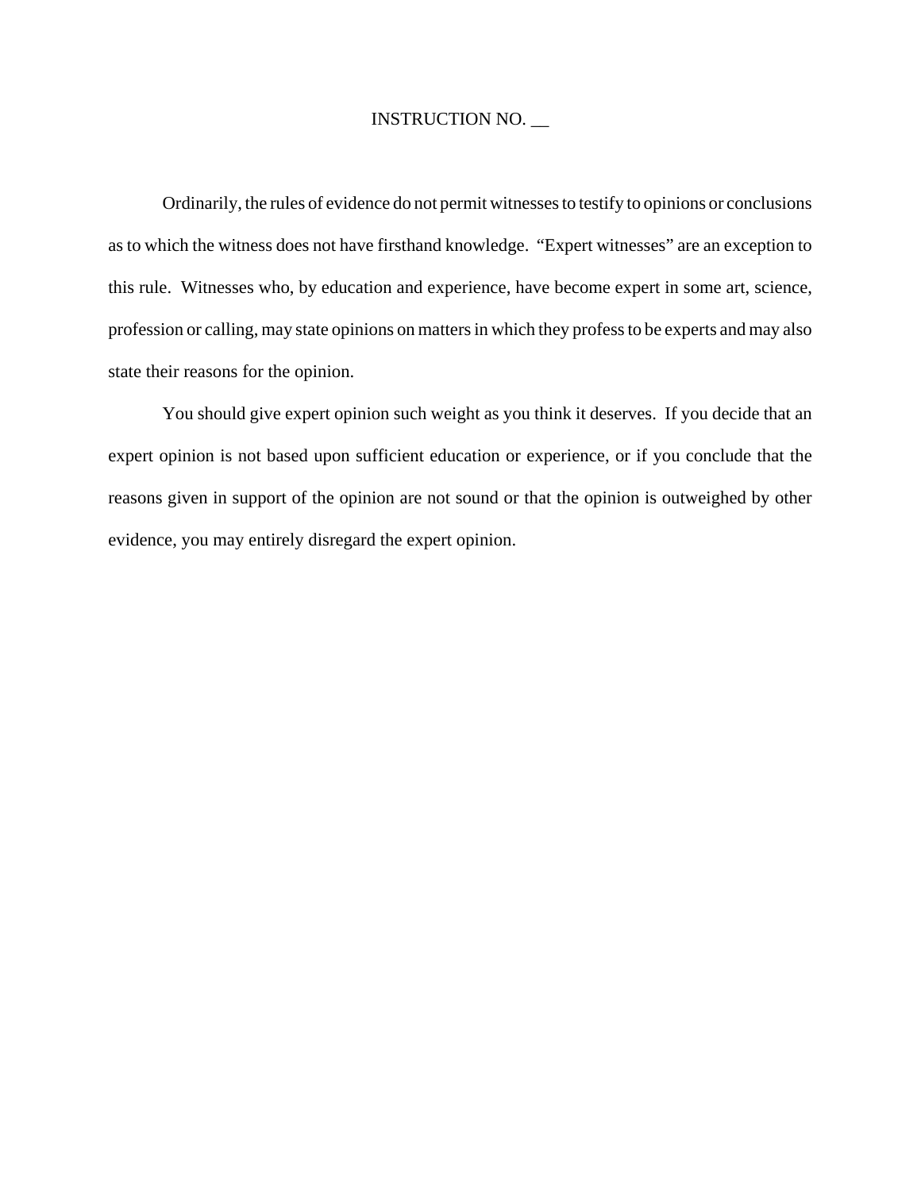INSTRUCTION NO. __

Ordinarily, the rules of evidence do not permit witnesses to testify to opinions or conclusions as to which the witness does not have firsthand knowledge. "Expert witnesses" are an exception to this rule. Witnesses who, by education and experience, have become expert in some art, science, profession or calling, may state opinions on matters in which they profess to be experts and may also state their reasons for the opinion.

You should give expert opinion such weight as you think it deserves. If you decide that an expert opinion is not based upon sufficient education or experience, or if you conclude that the reasons given in support of the opinion are not sound or that the opinion is outweighed by other evidence, you may entirely disregard the expert opinion.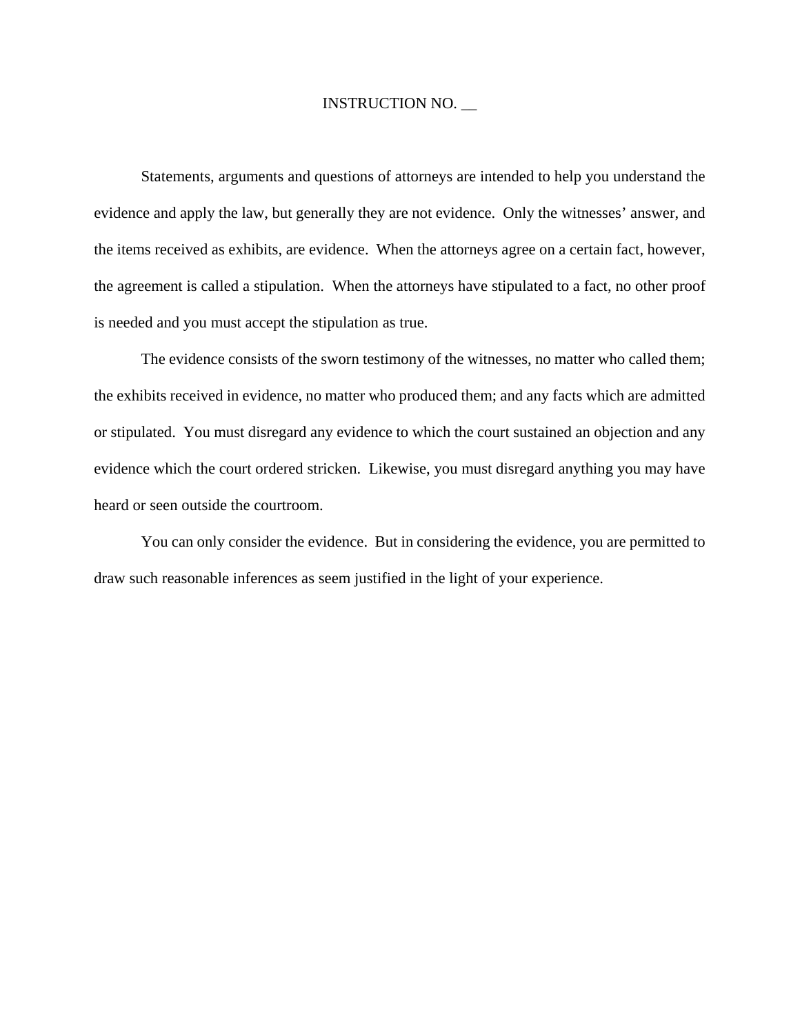INSTRUCTION NO. __

Statements, arguments and questions of attorneys are intended to help you understand the evidence and apply the law, but generally they are not evidence. Only the witnesses' answer, and the items received as exhibits, are evidence. When the attorneys agree on a certain fact, however, the agreement is called a stipulation. When the attorneys have stipulated to a fact, no other proof is needed and you must accept the stipulation as true.

The evidence consists of the sworn testimony of the witnesses, no matter who called them; the exhibits received in evidence, no matter who produced them; and any facts which are admitted or stipulated. You must disregard any evidence to which the court sustained an objection and any evidence which the court ordered stricken. Likewise, you must disregard anything you may have heard or seen outside the courtroom.

You can only consider the evidence. But in considering the evidence, you are permitted to draw such reasonable inferences as seem justified in the light of your experience.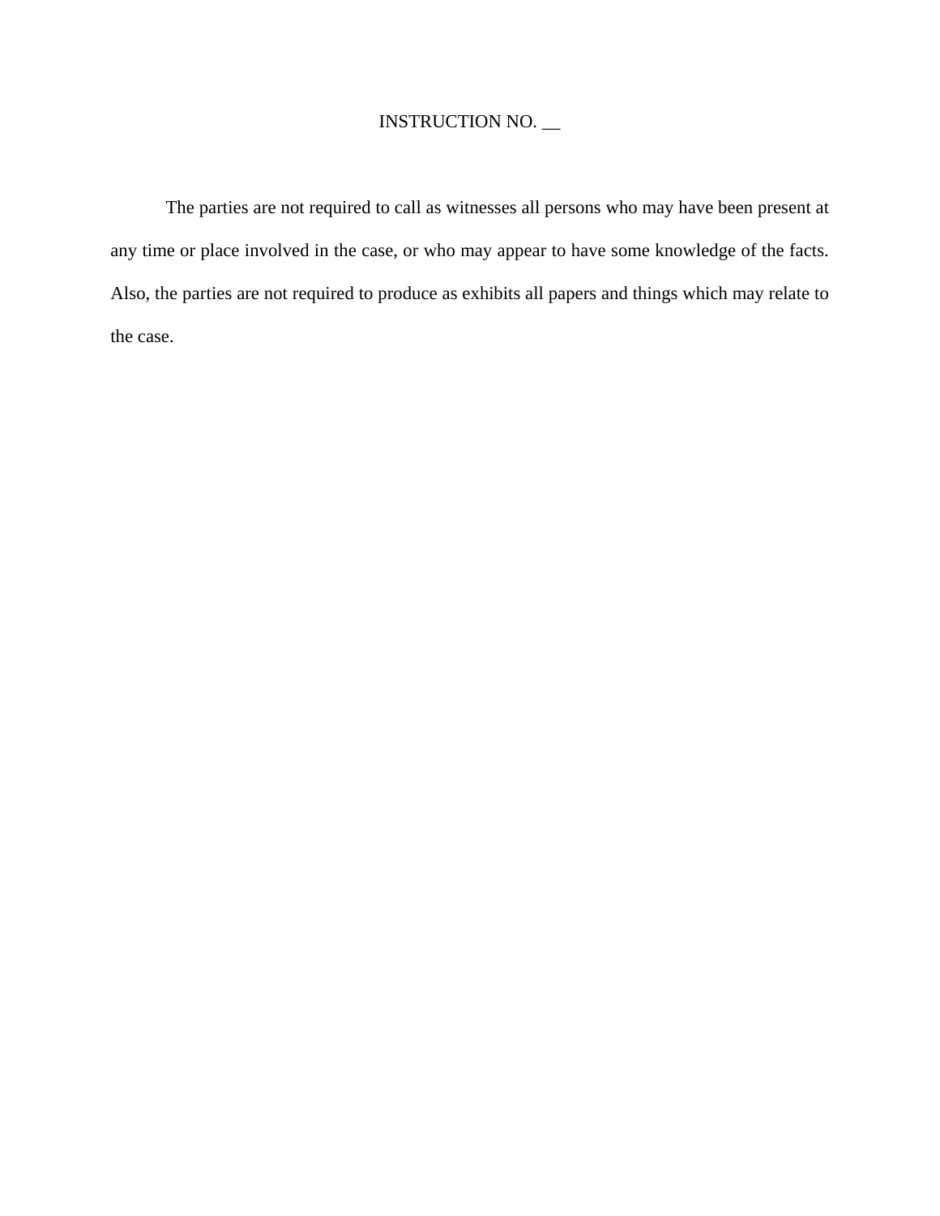INSTRUCTION NO. __

The parties are not required to call as witnesses all persons who may have been present at any time or place involved in the case, or who may appear to have some knowledge of the facts. Also, the parties are not required to produce as exhibits all papers and things which may relate to the case.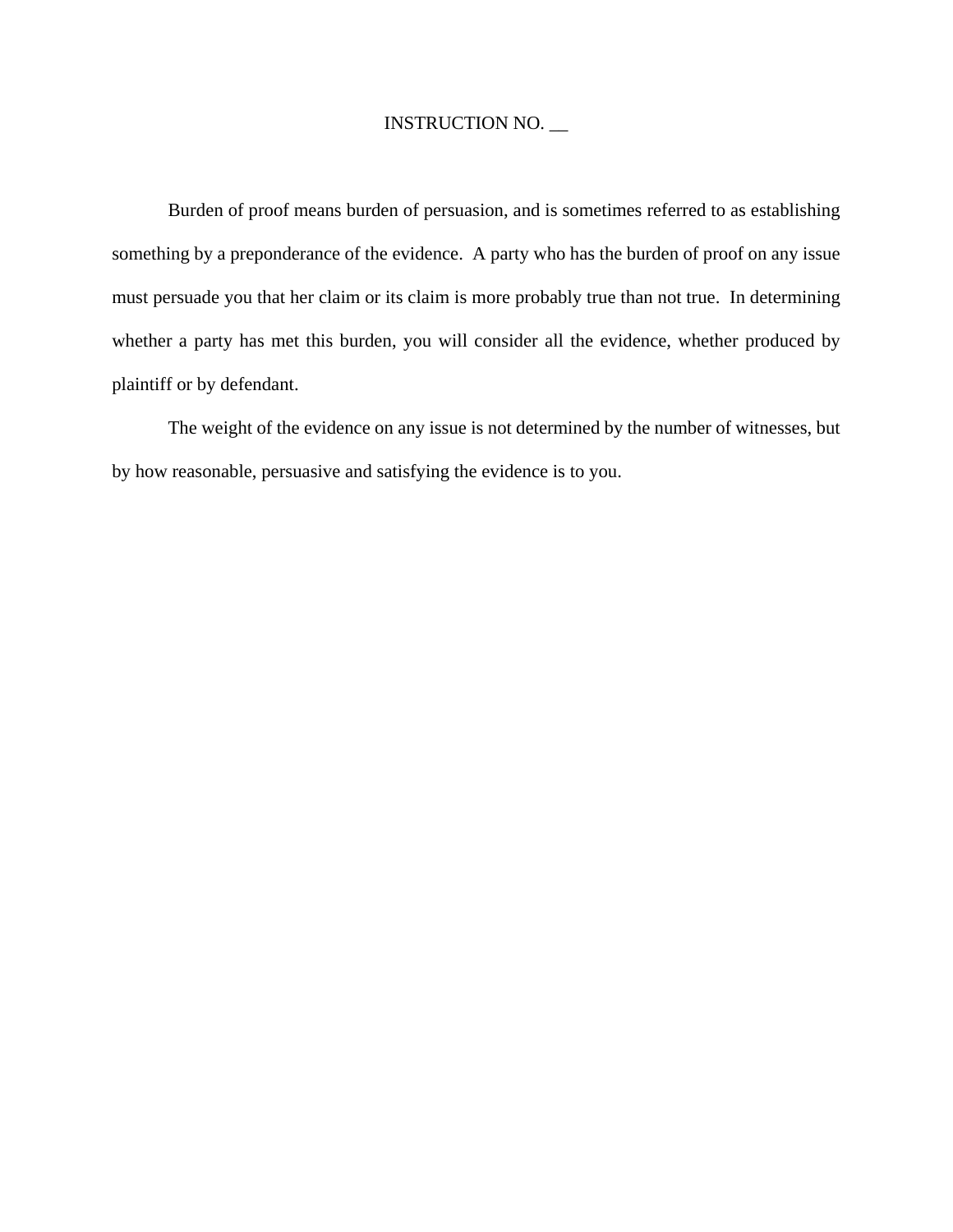INSTRUCTION NO. __

Burden of proof means burden of persuasion, and is sometimes referred to as establishing something by a preponderance of the evidence. A party who has the burden of proof on any issue must persuade you that her claim or its claim is more probably true than not true. In determining whether a party has met this burden, you will consider all the evidence, whether produced by plaintiff or by defendant.

The weight of the evidence on any issue is not determined by the number of witnesses, but by how reasonable, persuasive and satisfying the evidence is to you.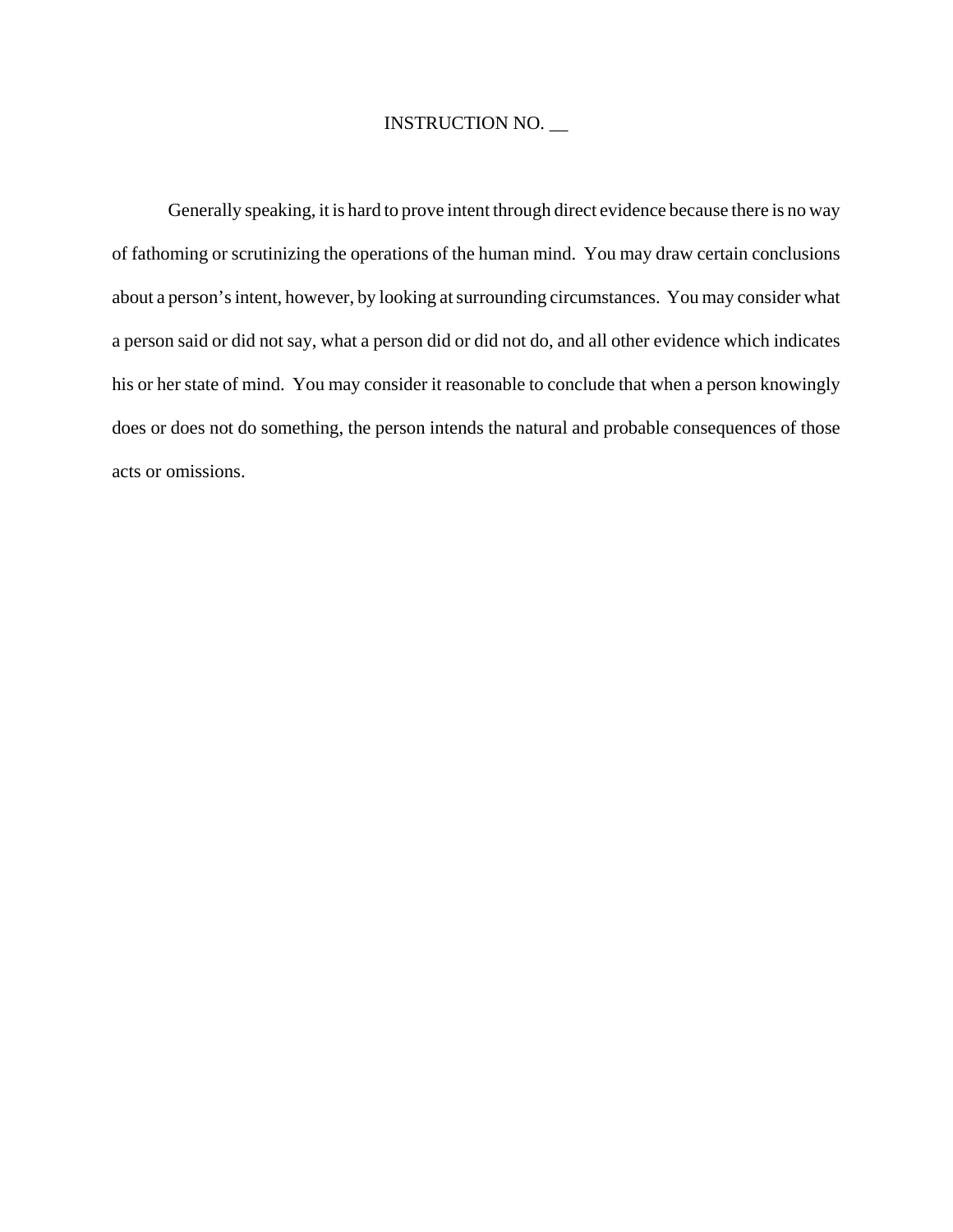INSTRUCTION NO. __

Generally speaking, it is hard to prove intent through direct evidence because there is no way of fathoming or scrutinizing the operations of the human mind. You may draw certain conclusions about a person's intent, however, by looking at surrounding circumstances. You may consider what a person said or did not say, what a person did or did not do, and all other evidence which indicates his or her state of mind. You may consider it reasonable to conclude that when a person knowingly does or does not do something, the person intends the natural and probable consequences of those acts or omissions.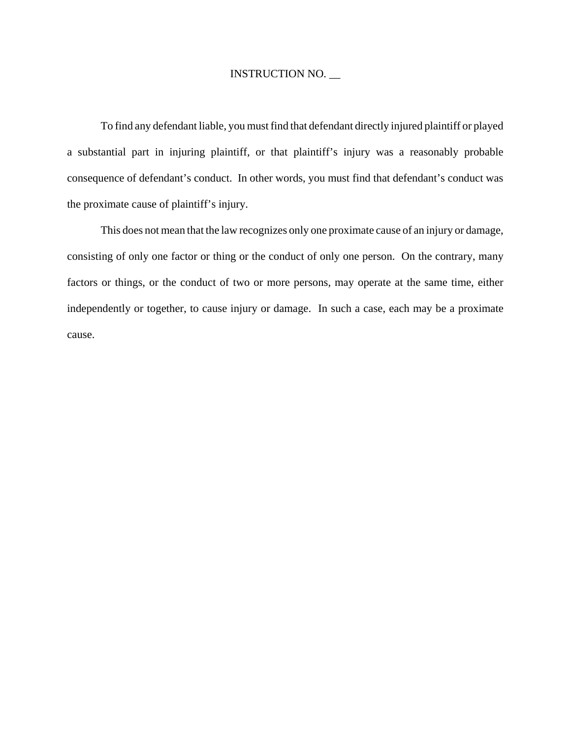INSTRUCTION NO. __

To find any defendant liable, you must find that defendant directly injured plaintiff or played a substantial part in injuring plaintiff, or that plaintiff's injury was a reasonably probable consequence of defendant's conduct. In other words, you must find that defendant's conduct was the proximate cause of plaintiff's injury.

This does not mean that the law recognizes only one proximate cause of an injury or damage, consisting of only one factor or thing or the conduct of only one person. On the contrary, many factors or things, or the conduct of two or more persons, may operate at the same time, either independently or together, to cause injury or damage. In such a case, each may be a proximate cause.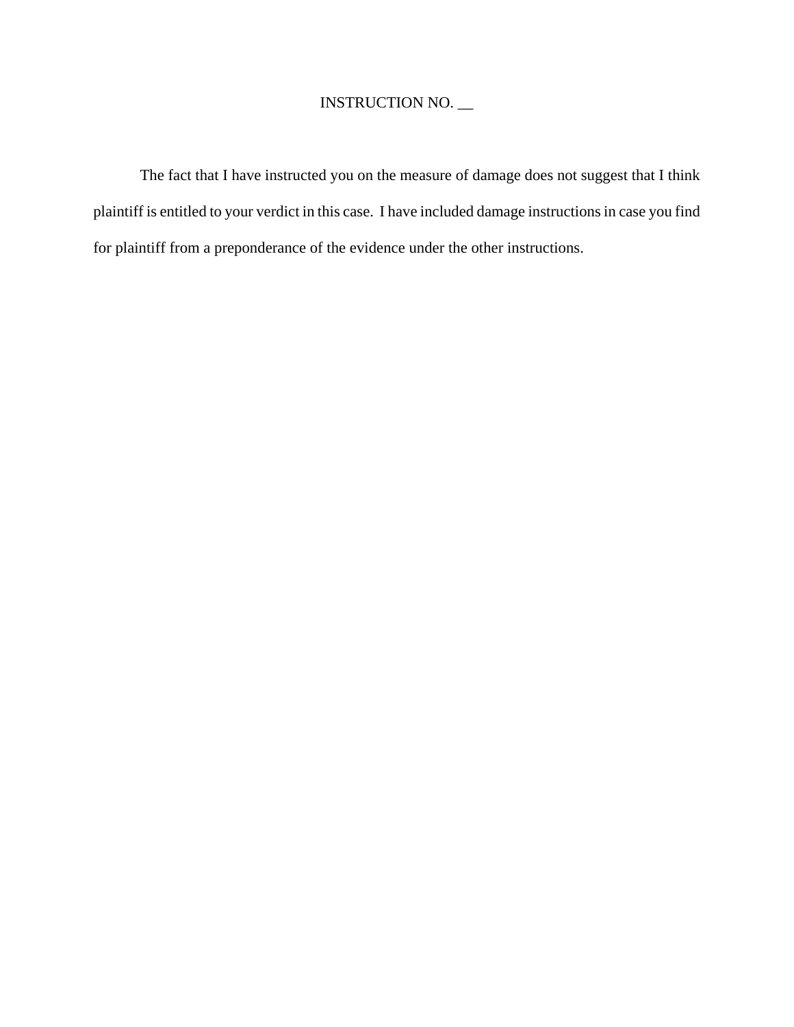INSTRUCTION NO. __

The fact that I have instructed you on the measure of damage does not suggest that I think plaintiff is entitled to your verdict in this case. I have included damage instructions in case you find for plaintiff from a preponderance of the evidence under the other instructions.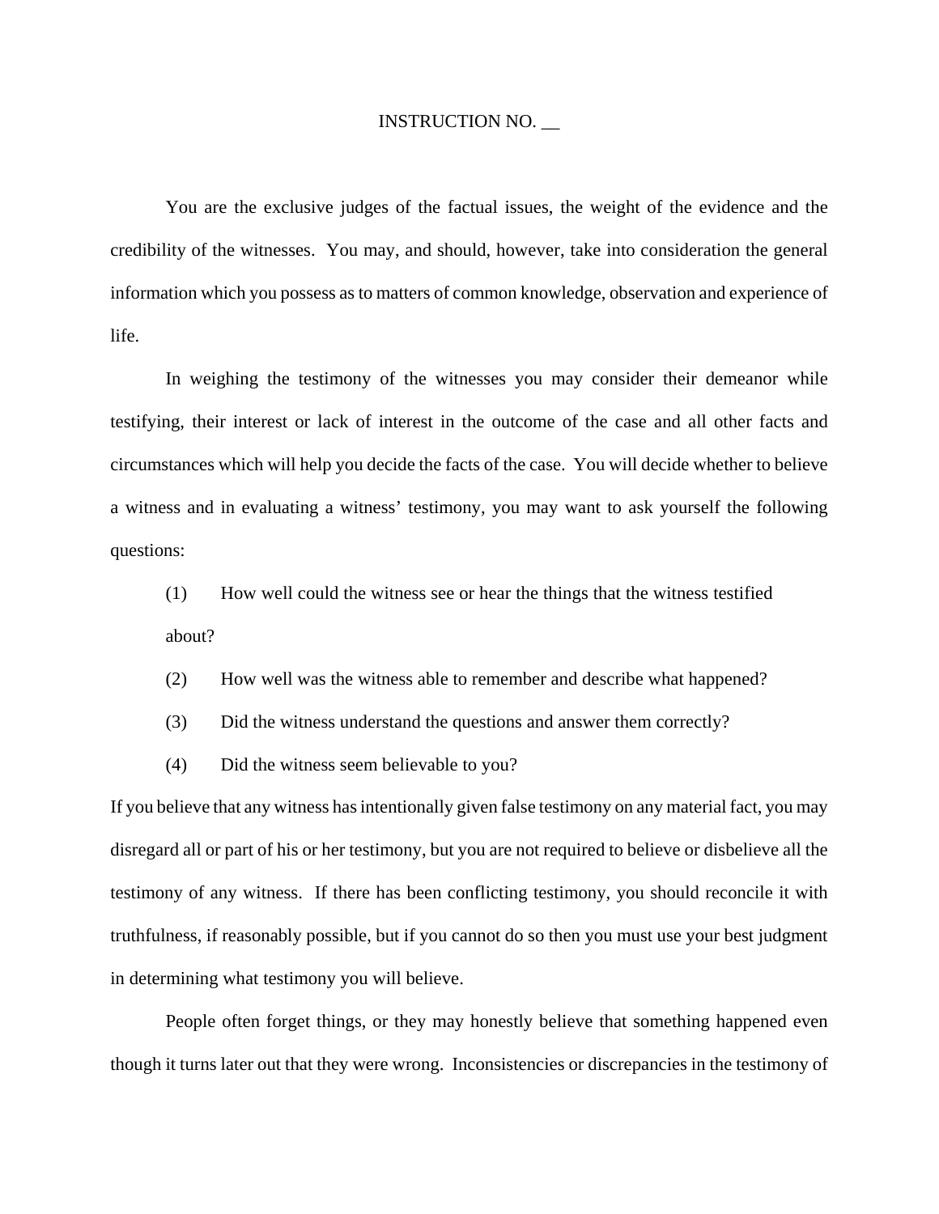INSTRUCTION NO. __

You are the exclusive judges of the factual issues, the weight of the evidence and the credibility of the witnesses. You may, and should, however, take into consideration the general information which you possess as to matters of common knowledge, observation and experience of life.

In weighing the testimony of the witnesses you may consider their demeanor while testifying, their interest or lack of interest in the outcome of the case and all other facts and circumstances which will help you decide the facts of the case. You will decide whether to believe a witness and in evaluating a witness' testimony, you may want to ask yourself the following questions:

(1) How well could the witness see or hear the things that the witness testified about?

(2) How well was the witness able to remember and describe what happened?

(3) Did the witness understand the questions and answer them correctly?

(4) Did the witness seem believable to you?

If you believe that any witness has intentionally given false testimony on any material fact, you may disregard all or part of his or her testimony, but you are not required to believe or disbelieve all the testimony of any witness. If there has been conflicting testimony, you should reconcile it with truthfulness, if reasonably possible, but if you cannot do so then you must use your best judgment in determining what testimony you will believe.

People often forget things, or they may honestly believe that something happened even though it turns later out that they were wrong. Inconsistencies or discrepancies in the testimony of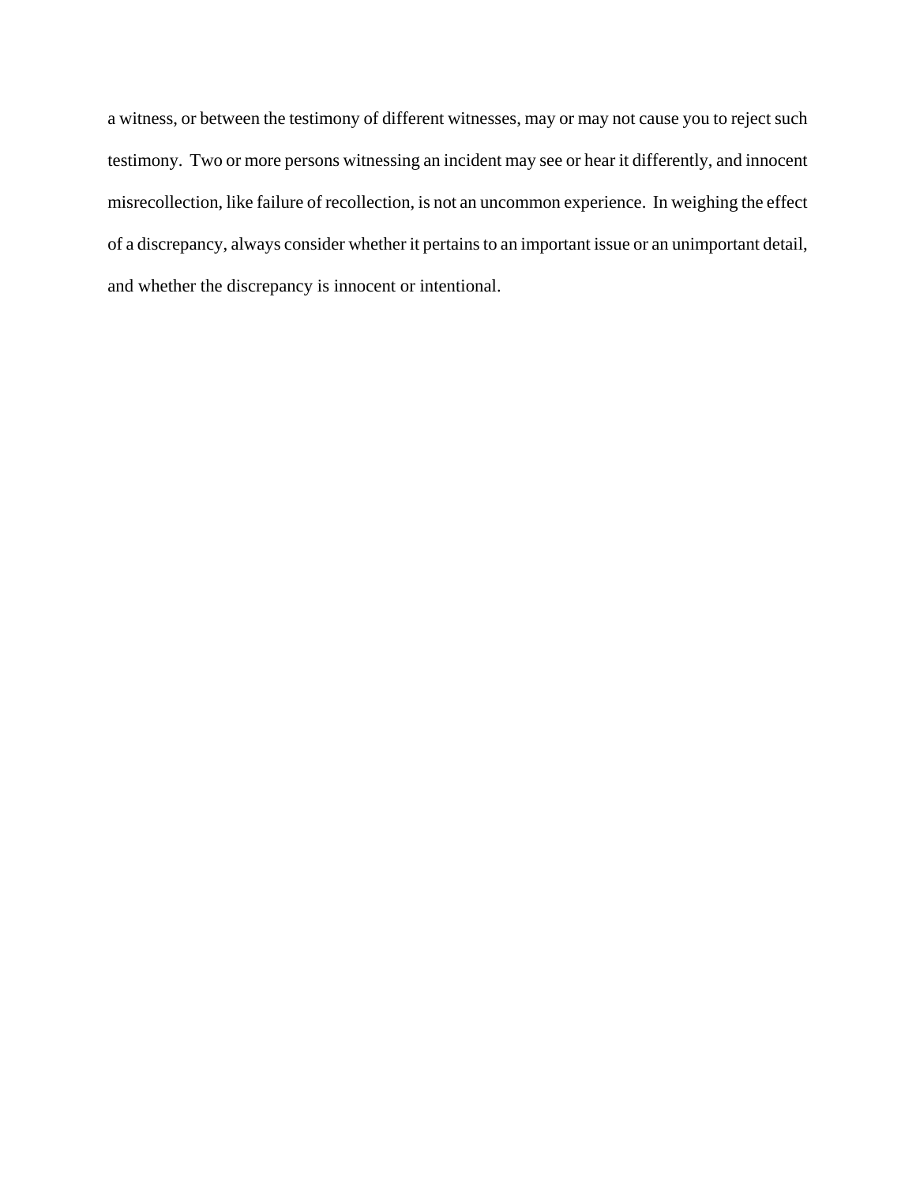a witness, or between the testimony of different witnesses, may or may not cause you to reject such testimony. Two or more persons witnessing an incident may see or hear it differently, and innocent misrecollection, like failure of recollection, is not an uncommon experience. In weighing the effect of a discrepancy, always consider whether it pertains to an important issue or an unimportant detail, and whether the discrepancy is innocent or intentional.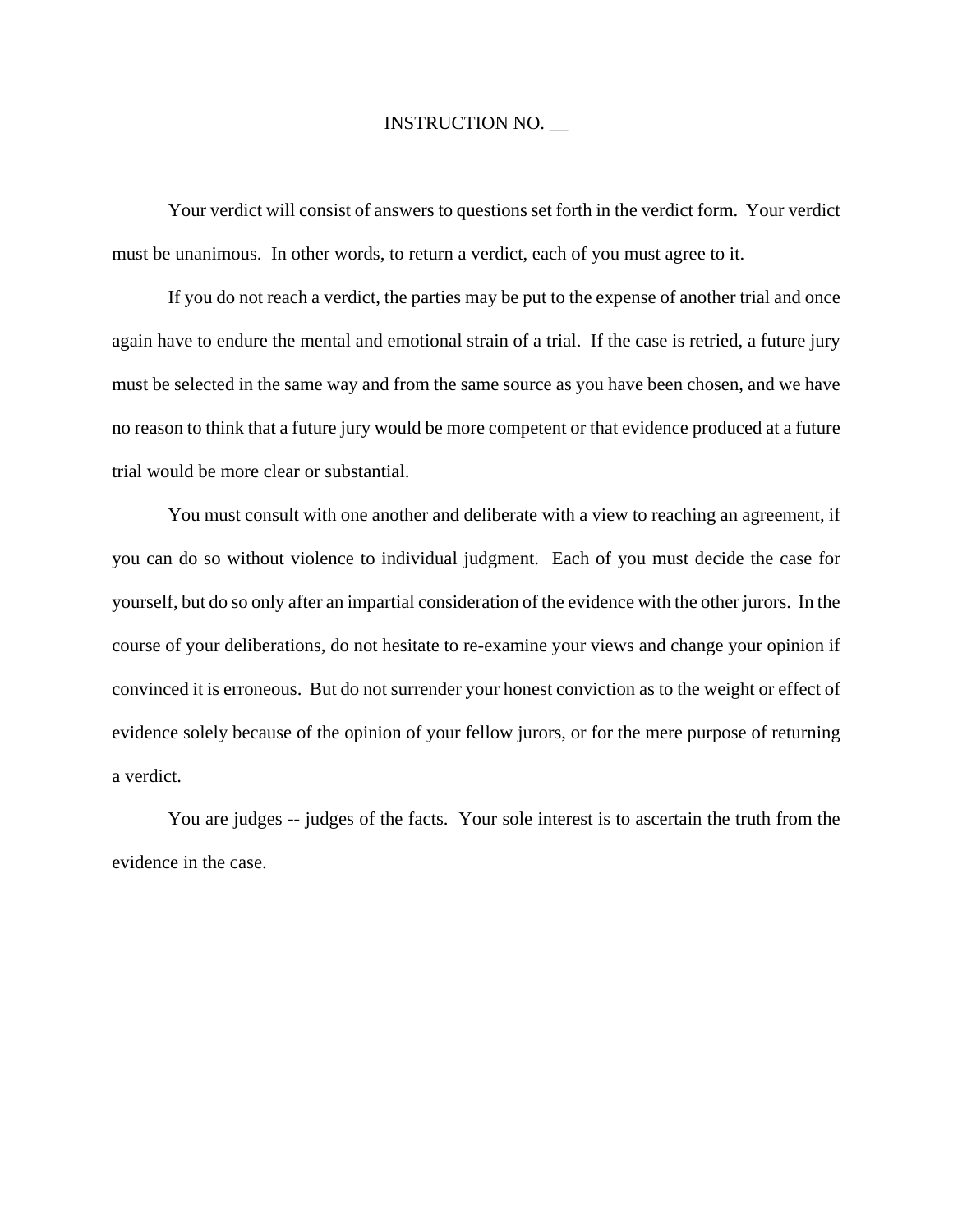INSTRUCTION NO. __

Your verdict will consist of answers to questions set forth in the verdict form. Your verdict must be unanimous. In other words, to return a verdict, each of you must agree to it.

If you do not reach a verdict, the parties may be put to the expense of another trial and once again have to endure the mental and emotional strain of a trial. If the case is retried, a future jury must be selected in the same way and from the same source as you have been chosen, and we have no reason to think that a future jury would be more competent or that evidence produced at a future trial would be more clear or substantial.

You must consult with one another and deliberate with a view to reaching an agreement, if you can do so without violence to individual judgment. Each of you must decide the case for yourself, but do so only after an impartial consideration of the evidence with the other jurors. In the course of your deliberations, do not hesitate to re-examine your views and change your opinion if convinced it is erroneous. But do not surrender your honest conviction as to the weight or effect of evidence solely because of the opinion of your fellow jurors, or for the mere purpose of returning a verdict.

You are judges -- judges of the facts. Your sole interest is to ascertain the truth from the evidence in the case.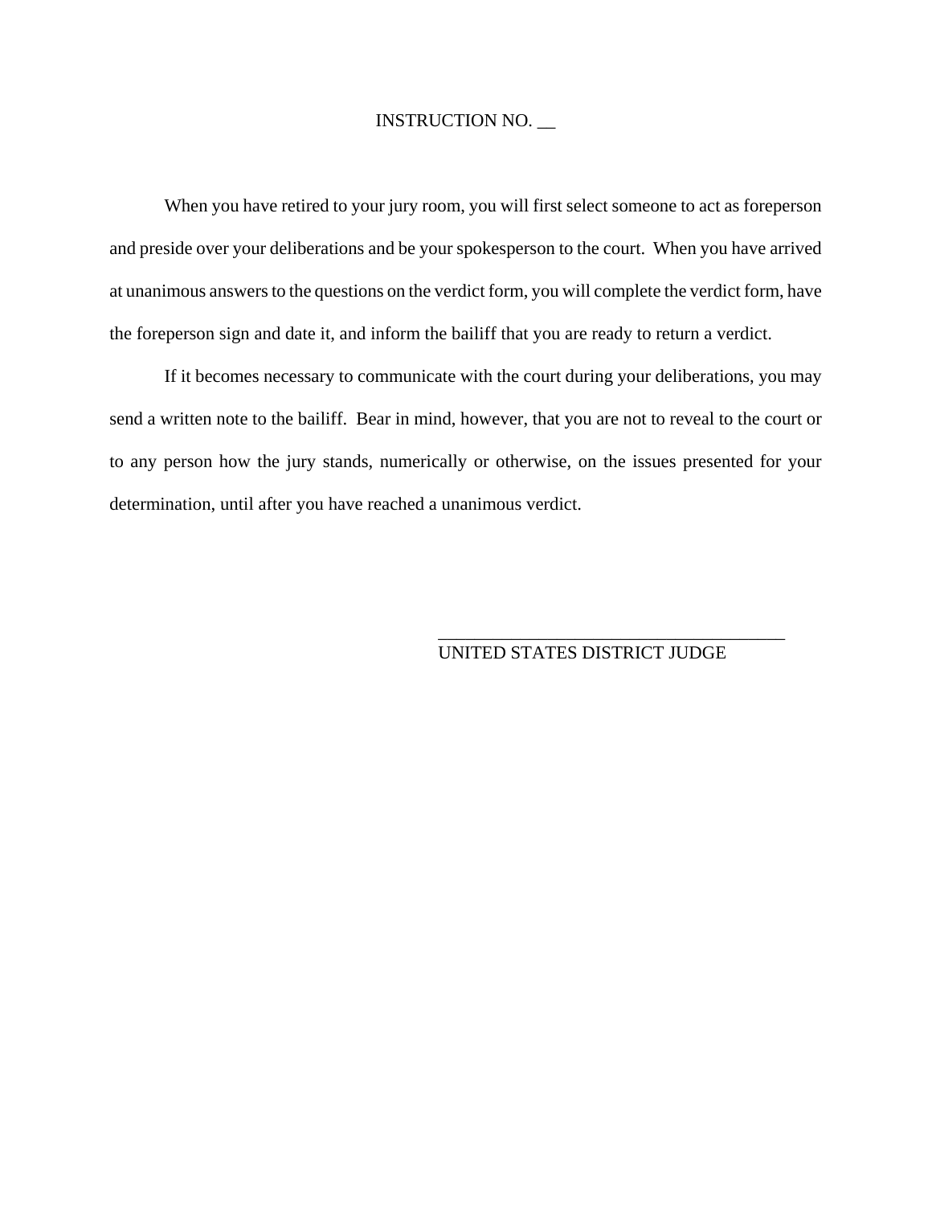INSTRUCTION NO. __

When you have retired to your jury room, you will first select someone to act as foreperson and preside over your deliberations and be your spokesperson to the court. When you have arrived at unanimous answers to the questions on the verdict form, you will complete the verdict form, have the foreperson sign and date it, and inform the bailiff that you are ready to return a verdict.

If it becomes necessary to communicate with the court during your deliberations, you may send a written note to the bailiff. Bear in mind, however, that you are not to reveal to the court or to any person how the jury stands, numerically or otherwise, on the issues presented for your determination, until after you have reached a unanimous verdict.

\_\_\_\_\_\_\_\_\_\_\_\_\_\_\_\_\_\_\_\_\_\_\_\_\_\_\_\_\_\_\_\_\_\_\_\_\_\_\_\_

UNITED STATES DISTRICT JUDGE